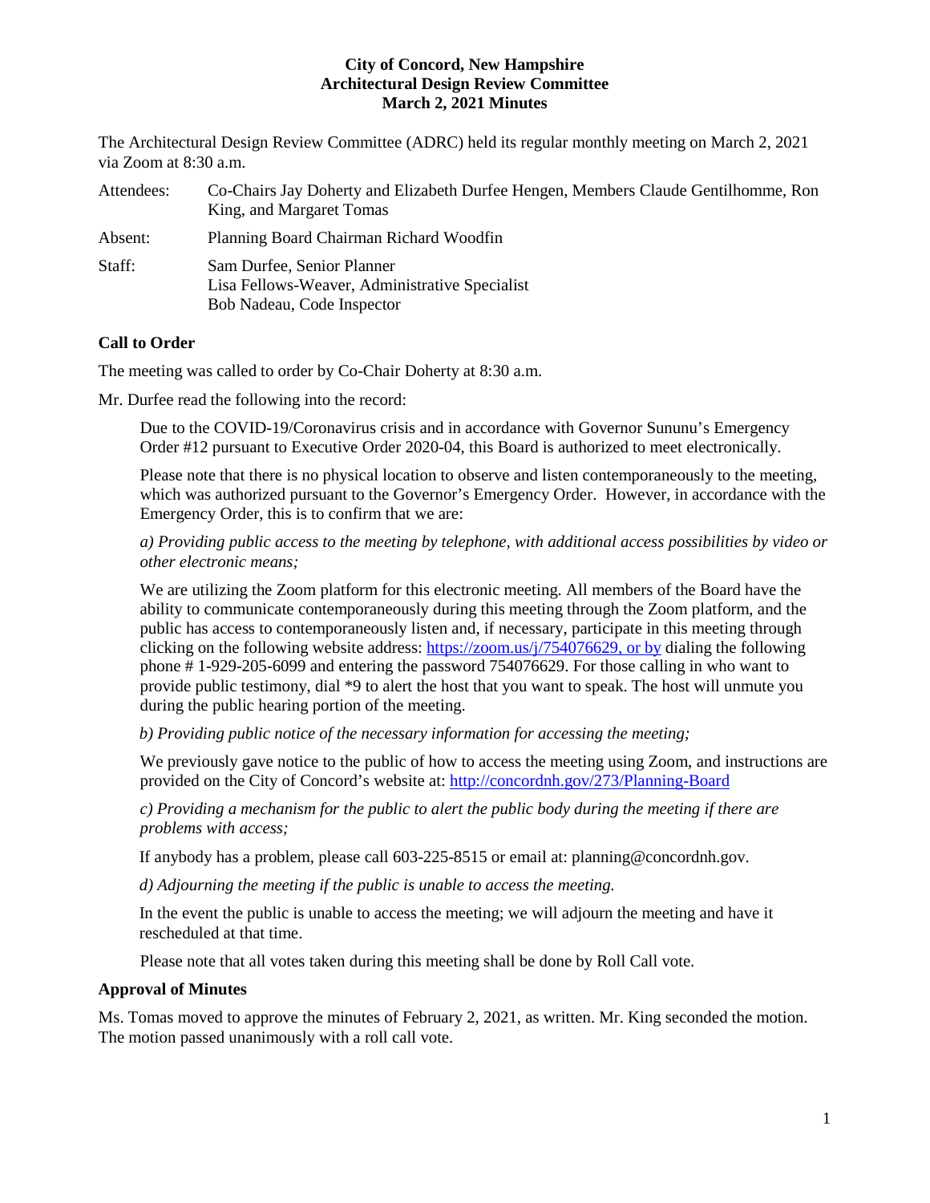**City of Concord, New Hampshire**
**Architectural Design Review Committee**
**March 2, 2021 Minutes**

The Architectural Design Review Committee (ADRC) held its regular monthly meeting on March 2, 2021 via Zoom at 8:30 a.m.

| | |
|---|---|
| Attendees: | Co-Chairs Jay Doherty and Elizabeth Durfee Hengen, Members Claude Gentilhomme, Ron King, and Margaret Tomas |
| Absent: | Planning Board Chairman Richard Woodfin |
| Staff: | Sam Durfee, Senior Planner<br>Lisa Fellows-Weaver, Administrative Specialist<br>Bob Nadeau, Code Inspector |

## Call to Order

The meeting was called to order by Co-Chair Doherty at 8:30 a.m.

Mr. Durfee read the following into the record:

> Due to the COVID-19/Coronavirus crisis and in accordance with Governor Sununu's Emergency Order #12 pursuant to Executive Order 2020-04, this Board is authorized to meet electronically.
>
> Please note that there is no physical location to observe and listen contemporaneously to the meeting, which was authorized pursuant to the Governor's Emergency Order. However, in accordance with the Emergency Order, this is to confirm that we are:
>
> *a) Providing public access to the meeting by telephone, with additional access possibilities by video or other electronic means;*
>
> We are utilizing the Zoom platform for this electronic meeting. All members of the Board have the ability to communicate contemporaneously during this meeting through the Zoom platform, and the public has access to contemporaneously listen and, if necessary, participate in this meeting through clicking on the following website address: https://zoom.us/j/754076629, or by dialing the following phone # 1-929-205-6099 and entering the password 754076629. For those calling in who want to provide public testimony, dial *9 to alert the host that you want to speak. The host will unmute you during the public hearing portion of the meeting.
>
> *b) Providing public notice of the necessary information for accessing the meeting;*
>
> We previously gave notice to the public of how to access the meeting using Zoom, and instructions are provided on the City of Concord's website at: http://concordnh.gov/273/Planning-Board
>
> *c) Providing a mechanism for the public to alert the public body during the meeting if there are problems with access;*
>
> If anybody has a problem, please call 603-225-8515 or email at: planning@concordnh.gov.
>
> *d) Adjourning the meeting if the public is unable to access the meeting.*
>
> In the event the public is unable to access the meeting; we will adjourn the meeting and have it rescheduled at that time.
>
> Please note that all votes taken during this meeting shall be done by Roll Call vote.

## Approval of Minutes

Ms. Tomas moved to approve the minutes of February 2, 2021, as written. Mr. King seconded the motion. The motion passed unanimously with a roll call vote.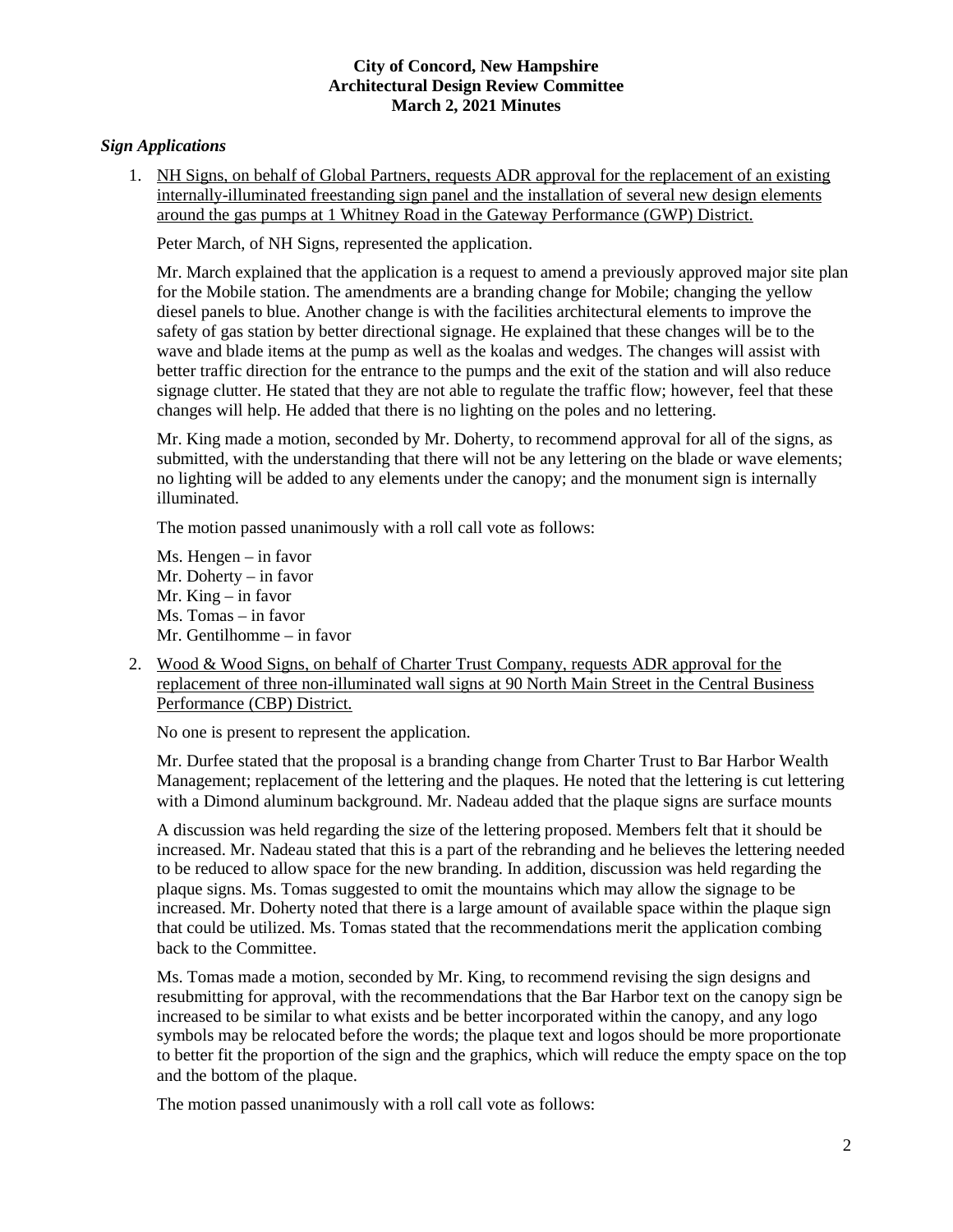**City of Concord, New Hampshire**
**Architectural Design Review Committee**
**March 2, 2021 Minutes**

***Sign Applications***

1. NH Signs, on behalf of Global Partners, requests ADR approval for the replacement of an existing internally-illuminated freestanding sign panel and the installation of several new design elements around the gas pumps at 1 Whitney Road in the Gateway Performance (GWP) District.

   Peter March, of NH Signs, represented the application.

   Mr. March explained that the application is a request to amend a previously approved major site plan for the Mobile station. The amendments are a branding change for Mobile; changing the yellow diesel panels to blue. Another change is with the facilities architectural elements to improve the safety of gas station by better directional signage. He explained that these changes will be to the wave and blade items at the pump as well as the koalas and wedges. The changes will assist with better traffic direction for the entrance to the pumps and the exit of the station and will also reduce signage clutter. He stated that they are not able to regulate the traffic flow; however, feel that these changes will help. He added that there is no lighting on the poles and no lettering.

   Mr. King made a motion, seconded by Mr. Doherty, to recommend approval for all of the signs, as submitted, with the understanding that there will not be any lettering on the blade or wave elements; no lighting will be added to any elements under the canopy; and the monument sign is internally illuminated.

   The motion passed unanimously with a roll call vote as follows:

   Ms. Hengen – in favor
   Mr. Doherty – in favor
   Mr. King – in favor
   Ms. Tomas – in favor
   Mr. Gentilhomme – in favor

2. Wood & Wood Signs, on behalf of Charter Trust Company, requests ADR approval for the replacement of three non-illuminated wall signs at 90 North Main Street in the Central Business Performance (CBP) District.

   No one is present to represent the application.

   Mr. Durfee stated that the proposal is a branding change from Charter Trust to Bar Harbor Wealth Management; replacement of the lettering and the plaques. He noted that the lettering is cut lettering with a Dimond aluminum background. Mr. Nadeau added that the plaque signs are surface mounts

   A discussion was held regarding the size of the lettering proposed. Members felt that it should be increased. Mr. Nadeau stated that this is a part of the rebranding and he believes the lettering needed to be reduced to allow space for the new branding. In addition, discussion was held regarding the plaque signs. Ms. Tomas suggested to omit the mountains which may allow the signage to be increased. Mr. Doherty noted that there is a large amount of available space within the plaque sign that could be utilized. Ms. Tomas stated that the recommendations merit the application combing back to the Committee.

   Ms. Tomas made a motion, seconded by Mr. King, to recommend revising the sign designs and resubmitting for approval, with the recommendations that the Bar Harbor text on the canopy sign be increased to be similar to what exists and be better incorporated within the canopy, and any logo symbols may be relocated before the words; the plaque text and logos should be more proportionate to better fit the proportion of the sign and the graphics, which will reduce the empty space on the top and the bottom of the plaque.

   The motion passed unanimously with a roll call vote as follows: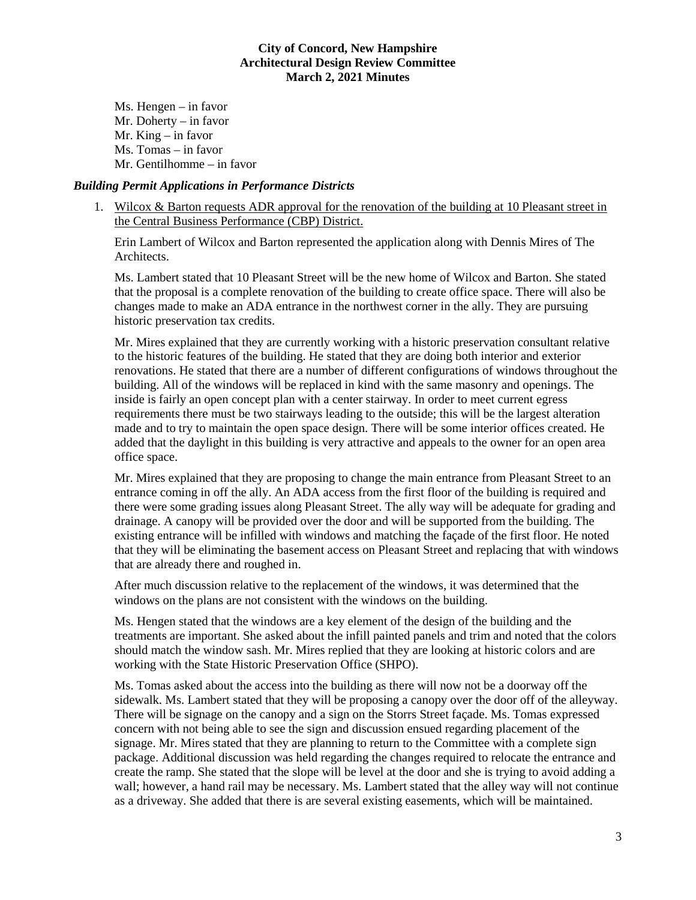Ms. Hengen – in favor
Mr. Doherty – in favor
Mr. King – in favor
Ms. Tomas – in favor
Mr. Gentilhomme – in favor

### *Building Permit Applications in Performance Districts*

1. Wilcox & Barton requests ADR approval for the renovation of the building at 10 Pleasant street in the Central Business Performance (CBP) District.

   Erin Lambert of Wilcox and Barton represented the application along with Dennis Mires of The Architects.

   Ms. Lambert stated that 10 Pleasant Street will be the new home of Wilcox and Barton. She stated that the proposal is a complete renovation of the building to create office space. There will also be changes made to make an ADA entrance in the northwest corner in the ally. They are pursuing historic preservation tax credits.

   Mr. Mires explained that they are currently working with a historic preservation consultant relative to the historic features of the building. He stated that they are doing both interior and exterior renovations. He stated that there are a number of different configurations of windows throughout the building. All of the windows will be replaced in kind with the same masonry and openings. The inside is fairly an open concept plan with a center stairway. In order to meet current egress requirements there must be two stairways leading to the outside; this will be the largest alteration made and to try to maintain the open space design. There will be some interior offices created. He added that the daylight in this building is very attractive and appeals to the owner for an open area office space.

   Mr. Mires explained that they are proposing to change the main entrance from Pleasant Street to an entrance coming in off the ally. An ADA access from the first floor of the building is required and there were some grading issues along Pleasant Street. The ally way will be adequate for grading and drainage. A canopy will be provided over the door and will be supported from the building. The existing entrance will be infilled with windows and matching the façade of the first floor. He noted that they will be eliminating the basement access on Pleasant Street and replacing that with windows that are already there and roughed in.

   After much discussion relative to the replacement of the windows, it was determined that the windows on the plans are not consistent with the windows on the building.

   Ms. Hengen stated that the windows are a key element of the design of the building and the treatments are important. She asked about the infill painted panels and trim and noted that the colors should match the window sash. Mr. Mires replied that they are looking at historic colors and are working with the State Historic Preservation Office (SHPO).

   Ms. Tomas asked about the access into the building as there will now not be a doorway off the sidewalk. Ms. Lambert stated that they will be proposing a canopy over the door off of the alleyway. There will be signage on the canopy and a sign on the Storrs Street façade. Ms. Tomas expressed concern with not being able to see the sign and discussion ensued regarding placement of the signage. Mr. Mires stated that they are planning to return to the Committee with a complete sign package. Additional discussion was held regarding the changes required to relocate the entrance and create the ramp. She stated that the slope will be level at the door and she is trying to avoid adding a wall; however, a hand rail may be necessary. Ms. Lambert stated that the alley way will not continue as a driveway. She added that there is are several existing easements, which will be maintained.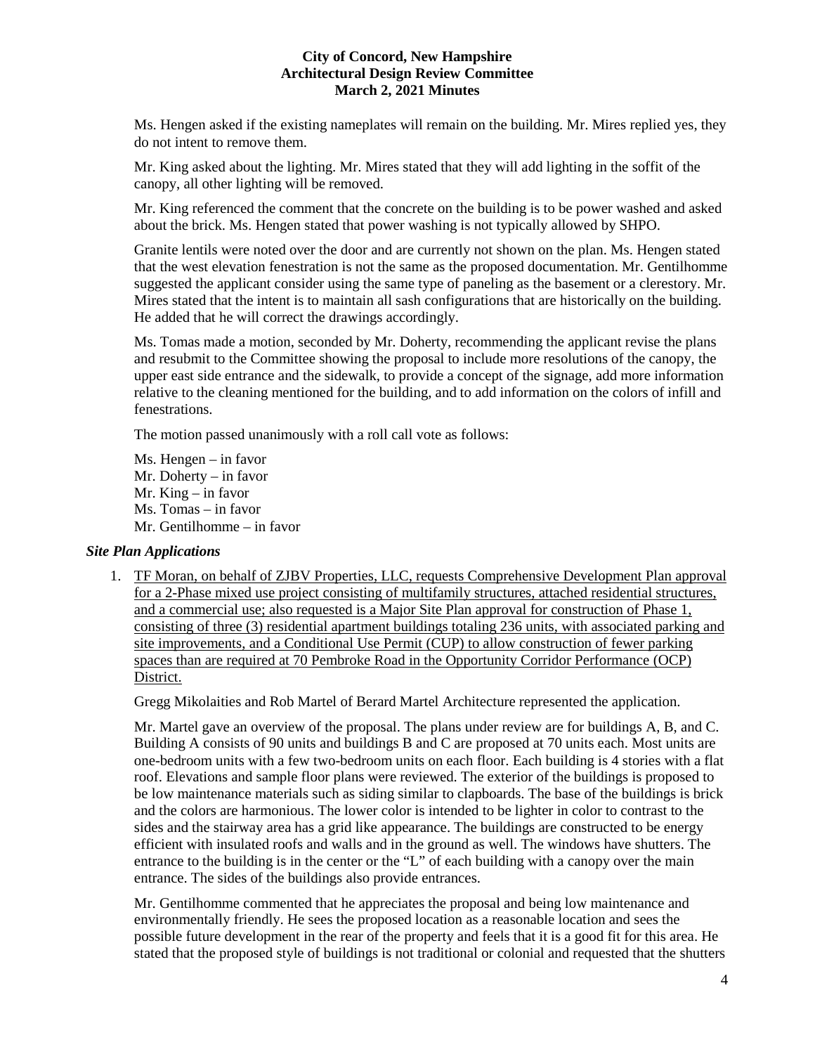Ms. Hengen asked if the existing nameplates will remain on the building. Mr. Mires replied yes, they do not intent to remove them.

Mr. King asked about the lighting. Mr. Mires stated that they will add lighting in the soffit of the canopy, all other lighting will be removed.

Mr. King referenced the comment that the concrete on the building is to be power washed and asked about the brick. Ms. Hengen stated that power washing is not typically allowed by SHPO.

Granite lentils were noted over the door and are currently not shown on the plan. Ms. Hengen stated that the west elevation fenestration is not the same as the proposed documentation. Mr. Gentilhomme suggested the applicant consider using the same type of paneling as the basement or a clerestory. Mr. Mires stated that the intent is to maintain all sash configurations that are historically on the building. He added that he will correct the drawings accordingly.

Ms. Tomas made a motion, seconded by Mr. Doherty, recommending the applicant revise the plans and resubmit to the Committee showing the proposal to include more resolutions of the canopy, the upper east side entrance and the sidewalk, to provide a concept of the signage, add more information relative to the cleaning mentioned for the building, and to add information on the colors of infill and fenestrations.

The motion passed unanimously with a roll call vote as follows:

Ms. Hengen – in favor
Mr. Doherty – in favor
Mr. King – in favor
Ms. Tomas – in favor
Mr. Gentilhomme – in favor

### *Site Plan Applications*

1. TF Moran, on behalf of ZJBV Properties, LLC, requests Comprehensive Development Plan approval for a 2-Phase mixed use project consisting of multifamily structures, attached residential structures, and a commercial use; also requested is a Major Site Plan approval for construction of Phase 1, consisting of three (3) residential apartment buildings totaling 236 units, with associated parking and site improvements, and a Conditional Use Permit (CUP) to allow construction of fewer parking spaces than are required at 70 Pembroke Road in the Opportunity Corridor Performance (OCP) District.

   Gregg Mikolaities and Rob Martel of Berard Martel Architecture represented the application.

   Mr. Martel gave an overview of the proposal. The plans under review are for buildings A, B, and C. Building A consists of 90 units and buildings B and C are proposed at 70 units each. Most units are one-bedroom units with a few two-bedroom units on each floor. Each building is 4 stories with a flat roof. Elevations and sample floor plans were reviewed. The exterior of the buildings is proposed to be low maintenance materials such as siding similar to clapboards. The base of the buildings is brick and the colors are harmonious. The lower color is intended to be lighter in color to contrast to the sides and the stairway area has a grid like appearance. The buildings are constructed to be energy efficient with insulated roofs and walls and in the ground as well. The windows have shutters. The entrance to the building is in the center or the "L" of each building with a canopy over the main entrance. The sides of the buildings also provide entrances.

   Mr. Gentilhomme commented that he appreciates the proposal and being low maintenance and environmentally friendly. He sees the proposed location as a reasonable location and sees the possible future development in the rear of the property and feels that it is a good fit for this area. He stated that the proposed style of buildings is not traditional or colonial and requested that the shutters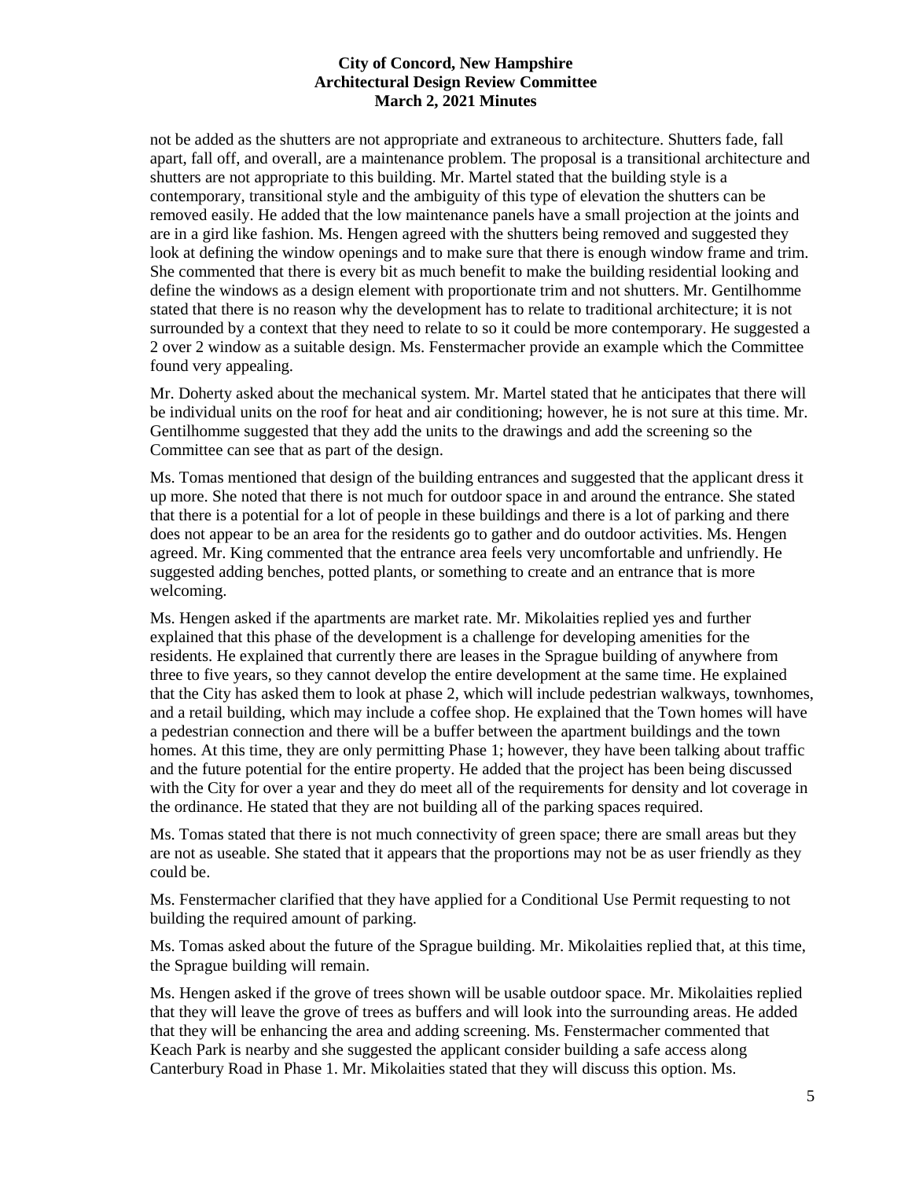not be added as the shutters are not appropriate and extraneous to architecture. Shutters fade, fall apart, fall off, and overall, are a maintenance problem. The proposal is a transitional architecture and shutters are not appropriate to this building. Mr. Martel stated that the building style is a contemporary, transitional style and the ambiguity of this type of elevation the shutters can be removed easily. He added that the low maintenance panels have a small projection at the joints and are in a gird like fashion. Ms. Hengen agreed with the shutters being removed and suggested they look at defining the window openings and to make sure that there is enough window frame and trim. She commented that there is every bit as much benefit to make the building residential looking and define the windows as a design element with proportionate trim and not shutters. Mr. Gentilhomme stated that there is no reason why the development has to relate to traditional architecture; it is not surrounded by a context that they need to relate to so it could be more contemporary. He suggested a 2 over 2 window as a suitable design. Ms. Fenstermacher provide an example which the Committee found very appealing.

Mr. Doherty asked about the mechanical system. Mr. Martel stated that he anticipates that there will be individual units on the roof for heat and air conditioning; however, he is not sure at this time. Mr. Gentilhomme suggested that they add the units to the drawings and add the screening so the Committee can see that as part of the design.

Ms. Tomas mentioned that design of the building entrances and suggested that the applicant dress it up more. She noted that there is not much for outdoor space in and around the entrance. She stated that there is a potential for a lot of people in these buildings and there is a lot of parking and there does not appear to be an area for the residents go to gather and do outdoor activities. Ms. Hengen agreed. Mr. King commented that the entrance area feels very uncomfortable and unfriendly. He suggested adding benches, potted plants, or something to create and an entrance that is more welcoming.

Ms. Hengen asked if the apartments are market rate. Mr. Mikolaities replied yes and further explained that this phase of the development is a challenge for developing amenities for the residents. He explained that currently there are leases in the Sprague building of anywhere from three to five years, so they cannot develop the entire development at the same time. He explained that the City has asked them to look at phase 2, which will include pedestrian walkways, townhomes, and a retail building, which may include a coffee shop. He explained that the Town homes will have a pedestrian connection and there will be a buffer between the apartment buildings and the town homes. At this time, they are only permitting Phase 1; however, they have been talking about traffic and the future potential for the entire property. He added that the project has been being discussed with the City for over a year and they do meet all of the requirements for density and lot coverage in the ordinance. He stated that they are not building all of the parking spaces required.

Ms. Tomas stated that there is not much connectivity of green space; there are small areas but they are not as useable. She stated that it appears that the proportions may not be as user friendly as they could be.

Ms. Fenstermacher clarified that they have applied for a Conditional Use Permit requesting to not building the required amount of parking.

Ms. Tomas asked about the future of the Sprague building. Mr. Mikolaities replied that, at this time, the Sprague building will remain.

Ms. Hengen asked if the grove of trees shown will be usable outdoor space. Mr. Mikolaities replied that they will leave the grove of trees as buffers and will look into the surrounding areas. He added that they will be enhancing the area and adding screening. Ms. Fenstermacher commented that Keach Park is nearby and she suggested the applicant consider building a safe access along Canterbury Road in Phase 1. Mr. Mikolaities stated that they will discuss this option. Ms.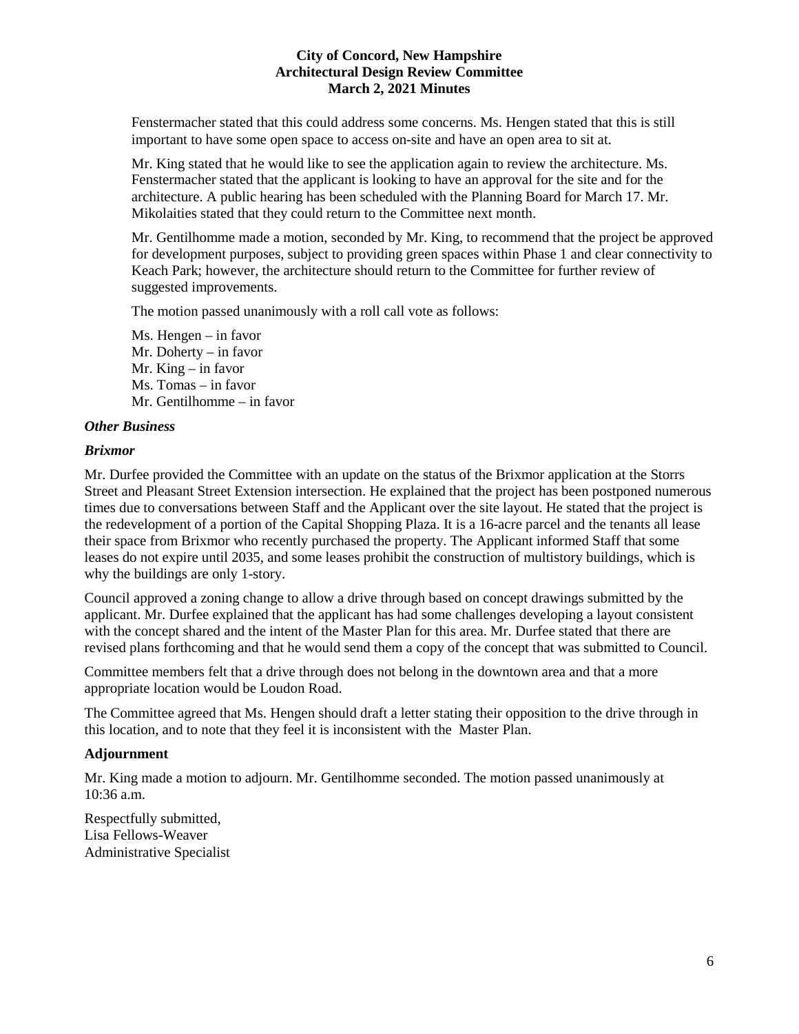Fenstermacher stated that this could address some concerns. Ms. Hengen stated that this is still important to have some open space to access on-site and have an open area to sit at.

Mr. King stated that he would like to see the application again to review the architecture. Ms. Fenstermacher stated that the applicant is looking to have an approval for the site and for the architecture. A public hearing has been scheduled with the Planning Board for March 17. Mr. Mikolaities stated that they could return to the Committee next month.

Mr. Gentilhomme made a motion, seconded by Mr. King, to recommend that the project be approved for development purposes, subject to providing green spaces within Phase 1 and clear connectivity to Keach Park; however, the architecture should return to the Committee for further review of suggested improvements.

The motion passed unanimously with a roll call vote as follows:

Ms. Hengen – in favor
Mr. Doherty – in favor
Mr. King – in favor
Ms. Tomas – in favor
Mr. Gentilhomme – in favor

***Other Business***

***Brixmor***

Mr. Durfee provided the Committee with an update on the status of the Brixmor application at the Storrs Street and Pleasant Street Extension intersection. He explained that the project has been postponed numerous times due to conversations between Staff and the Applicant over the site layout. He stated that the project is the redevelopment of a portion of the Capital Shopping Plaza. It is a 16-acre parcel and the tenants all lease their space from Brixmor who recently purchased the property. The Applicant informed Staff that some leases do not expire until 2035, and some leases prohibit the construction of multistory buildings, which is why the buildings are only 1-story.

Council approved a zoning change to allow a drive through based on concept drawings submitted by the applicant. Mr. Durfee explained that the applicant has had some challenges developing a layout consistent with the concept shared and the intent of the Master Plan for this area. Mr. Durfee stated that there are revised plans forthcoming and that he would send them a copy of the concept that was submitted to Council.

Committee members felt that a drive through does not belong in the downtown area and that a more appropriate location would be Loudon Road.

The Committee agreed that Ms. Hengen should draft a letter stating their opposition to the drive through in this location, and to note that they feel it is inconsistent with the Master Plan.

**Adjournment**

Mr. King made a motion to adjourn. Mr. Gentilhomme seconded. The motion passed unanimously at 10:36 a.m.

Respectfully submitted,
Lisa Fellows-Weaver
Administrative Specialist